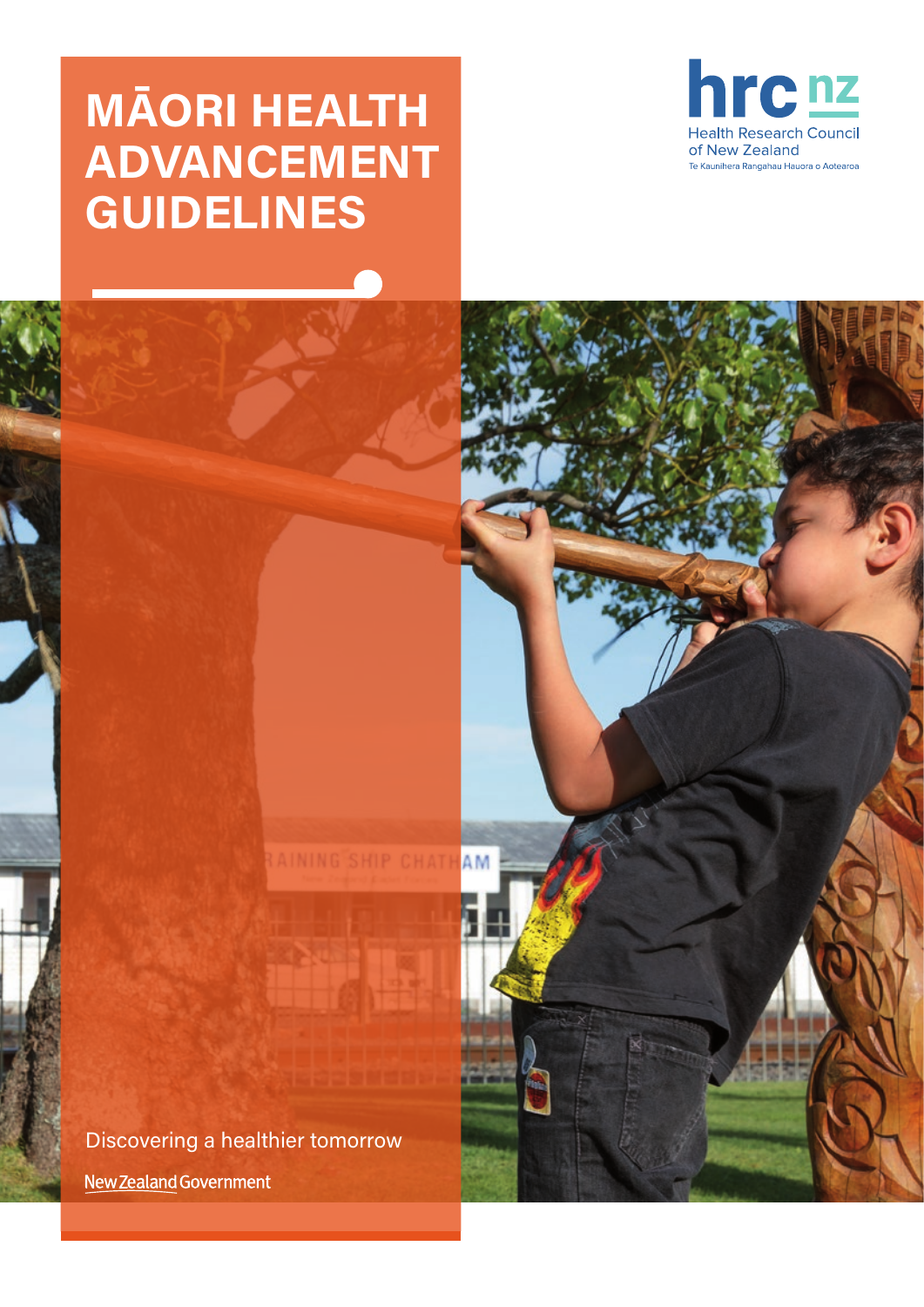# MĀORI HEALTH ADVANCEMENT GUIDELINES

hrc nz
Health Research Council of New Zealand
Te Kaunihera Rangahau Hauora o Aotearoa

Discovering a healthier tomorrow

New Zealand Government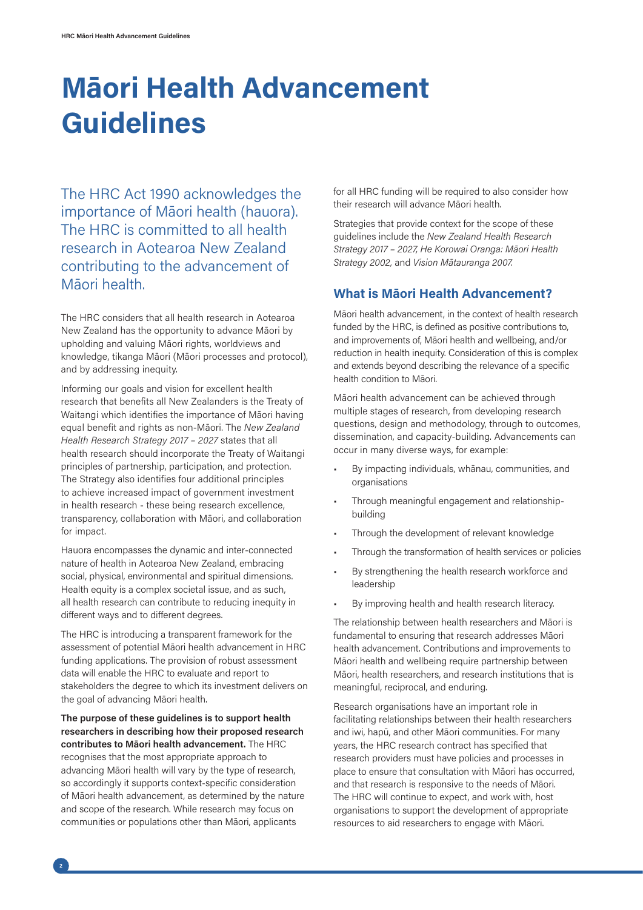# Māori Health Advancement Guidelines

The HRC Act 1990 acknowledges the importance of Māori health (hauora). The HRC is committed to all health research in Aotearoa New Zealand contributing to the advancement of Māori health.

The HRC considers that all health research in Aotearoa New Zealand has the opportunity to advance Māori by upholding and valuing Māori rights, worldviews and knowledge, tikanga Māori (Māori processes and protocol), and by addressing inequity.

Informing our goals and vision for excellent health research that benefits all New Zealanders is the Treaty of Waitangi which identifies the importance of Māori having equal benefit and rights as non-Māori. The *New Zealand Health Research Strategy 2017 – 2027* states that all health research should incorporate the Treaty of Waitangi principles of partnership, participation, and protection. The Strategy also identifies four additional principles to achieve increased impact of government investment in health research - these being research excellence, transparency, collaboration with Māori, and collaboration for impact.

Hauora encompasses the dynamic and inter-connected nature of health in Aotearoa New Zealand, embracing social, physical, environmental and spiritual dimensions. Health equity is a complex societal issue, and as such, all health research can contribute to reducing inequity in different ways and to different degrees.

The HRC is introducing a transparent framework for the assessment of potential Māori health advancement in HRC funding applications. The provision of robust assessment data will enable the HRC to evaluate and report to stakeholders the degree to which its investment delivers on the goal of advancing Māori health.

**The purpose of these guidelines is to support health researchers in describing how their proposed research contributes to Māori health advancement.** The HRC recognises that the most appropriate approach to advancing Māori health will vary by the type of research, so accordingly it supports context-specific consideration of Māori health advancement, as determined by the nature and scope of the research. While research may focus on communities or populations other than Māori, applicants for all HRC funding will be required to also consider how their research will advance Māori health.

Strategies that provide context for the scope of these guidelines include the *New Zealand Health Research Strategy 2017 – 2027, He Korowai Oranga: Māori Health Strategy 2002*, and *Vision Mātauranga 2007.*

## What is Māori Health Advancement?

Māori health advancement, in the context of health research funded by the HRC, is defined as positive contributions to, and improvements of, Māori health and wellbeing, and/or reduction in health inequity. Consideration of this is complex and extends beyond describing the relevance of a specific health condition to Māori.

Māori health advancement can be achieved through multiple stages of research, from developing research questions, design and methodology, through to outcomes, dissemination, and capacity-building. Advancements can occur in many diverse ways, for example:

- By impacting individuals, whānau, communities, and organisations
- Through meaningful engagement and relationship-building
- Through the development of relevant knowledge
- Through the transformation of health services or policies
- By strengthening the health research workforce and leadership
- By improving health and health research literacy.

The relationship between health researchers and Māori is fundamental to ensuring that research addresses Māori health advancement. Contributions and improvements to Māori health and wellbeing require partnership between Māori, health researchers, and research institutions that is meaningful, reciprocal, and enduring.

Research organisations have an important role in facilitating relationships between their health researchers and iwi, hapū, and other Māori communities. For many years, the HRC research contract has specified that research providers must have policies and processes in place to ensure that consultation with Māori has occurred, and that research is responsive to the needs of Māori. The HRC will continue to expect, and work with, host organisations to support the development of appropriate resources to aid researchers to engage with Māori.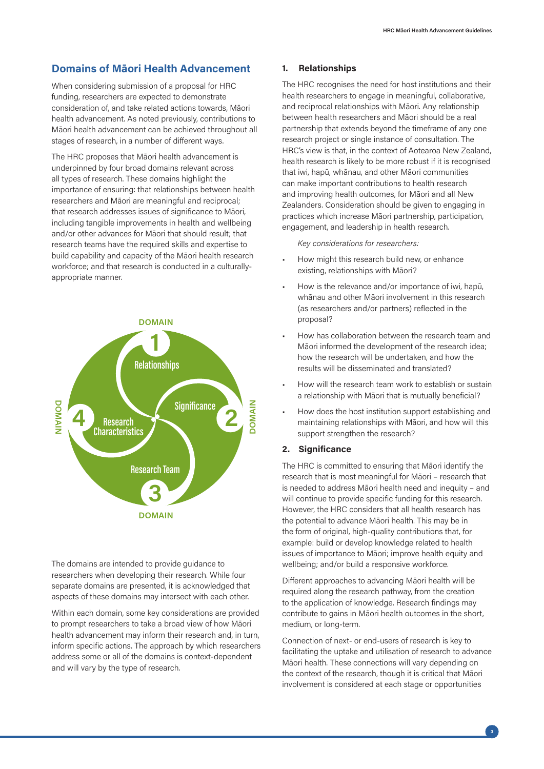## Domains of Māori Health Advancement

When considering submission of a proposal for HRC funding, researchers are expected to demonstrate consideration of, and take related actions towards, Māori health advancement. As noted previously, contributions to Māori health advancement can be achieved throughout all stages of research, in a number of different ways.

The HRC proposes that Māori health advancement is underpinned by four broad domains relevant across all types of research. These domains highlight the importance of ensuring: that relationships between health researchers and Māori are meaningful and reciprocal; that research addresses issues of significance to Māori, including tangible improvements in health and wellbeing and/or other advances for Māori that should result; that research teams have the required skills and expertise to build capability and capacity of the Māori health research workforce; and that research is conducted in a culturally-appropriate manner.

DOMAIN 1 Relationships

DOMAIN 2 Significance

DOMAIN 3 Research Team

DOMAIN 4 Research Characteristics

The domains are intended to provide guidance to researchers when developing their research. While four separate domains are presented, it is acknowledged that aspects of these domains may intersect with each other.

Within each domain, some key considerations are provided to prompt researchers to take a broad view of how Māori health advancement may inform their research and, in turn, inform specific actions. The approach by which researchers address some or all of the domains is context-dependent and will vary by the type of research.

### 1. Relationships

The HRC recognises the need for host institutions and their health researchers to engage in meaningful, collaborative, and reciprocal relationships with Māori. Any relationship between health researchers and Māori should be a real partnership that extends beyond the timeframe of any one research project or single instance of consultation. The HRC's view is that, in the context of Aotearoa New Zealand, health research is likely to be more robust if it is recognised that iwi, hapū, whānau, and other Māori communities can make important contributions to health research and improving health outcomes, for Māori and all New Zealanders. Consideration should be given to engaging in practices which increase Māori partnership, participation, engagement, and leadership in health research.

*Key considerations for researchers:*

- How might this research build new, or enhance existing, relationships with Māori?
- How is the relevance and/or importance of iwi, hapū, whānau and other Māori involvement in this research (as researchers and/or partners) reflected in the proposal?
- How has collaboration between the research team and Māori informed the development of the research idea; how the research will be undertaken, and how the results will be disseminated and translated?
- How will the research team work to establish or sustain a relationship with Māori that is mutually beneficial?
- How does the host institution support establishing and maintaining relationships with Māori, and how will this support strengthen the research?

### 2. Significance

The HRC is committed to ensuring that Māori identify the research that is most meaningful for Māori – research that is needed to address Māori health need and inequity – and will continue to provide specific funding for this research. However, the HRC considers that all health research has the potential to advance Māori health. This may be in the form of original, high-quality contributions that, for example: build or develop knowledge related to health issues of importance to Māori; improve health equity and wellbeing; and/or build a responsive workforce.

Different approaches to advancing Māori health will be required along the research pathway, from the creation to the application of knowledge. Research findings may contribute to gains in Māori health outcomes in the short, medium, or long-term.

Connection of next- or end-users of research is key to facilitating the uptake and utilisation of research to advance Māori health. These connections will vary depending on the context of the research, though it is critical that Māori involvement is considered at each stage or opportunities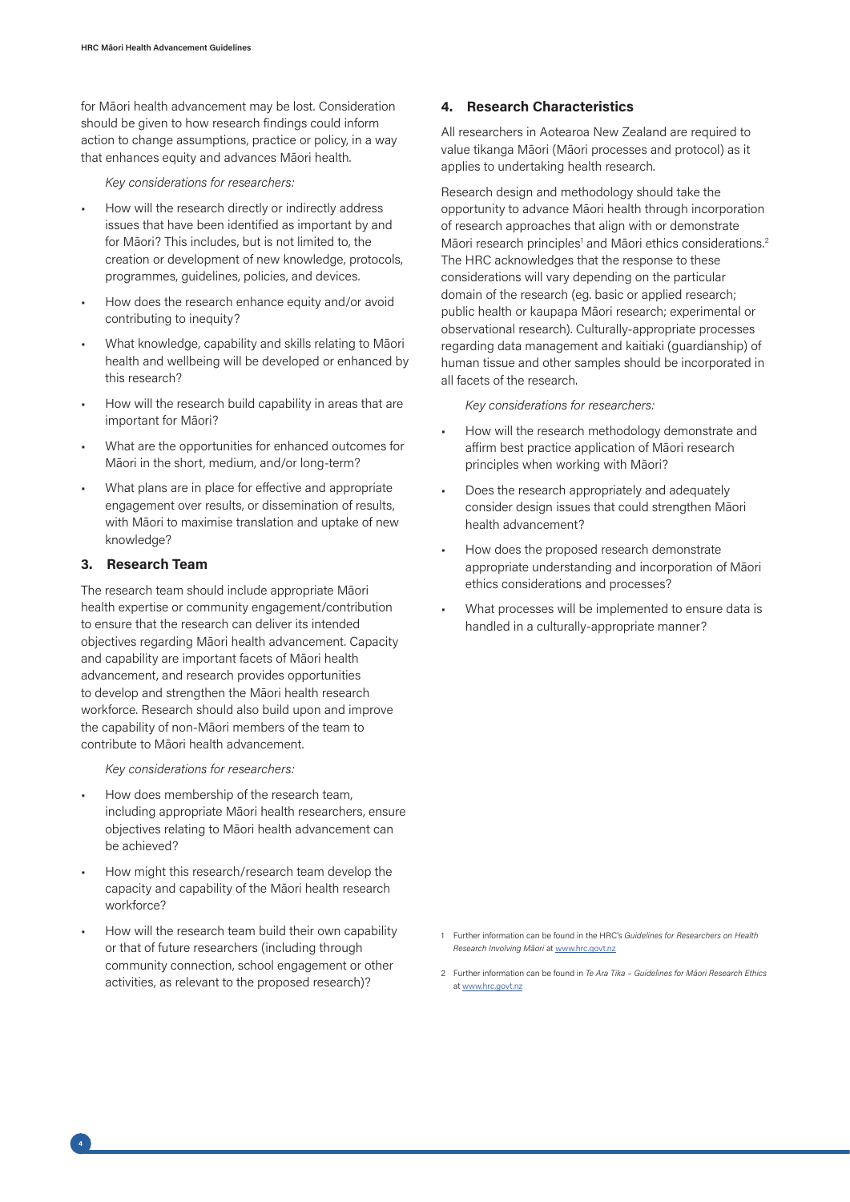for Māori health advancement may be lost. Consideration should be given to how research findings could inform action to change assumptions, practice or policy, in a way that enhances equity and advances Māori health.

*Key considerations for researchers:*

- How will the research directly or indirectly address issues that have been identified as important by and for Māori? This includes, but is not limited to, the creation or development of new knowledge, protocols, programmes, guidelines, policies, and devices.
- How does the research enhance equity and/or avoid contributing to inequity?
- What knowledge, capability and skills relating to Māori health and wellbeing will be developed or enhanced by this research?
- How will the research build capability in areas that are important for Māori?
- What are the opportunities for enhanced outcomes for Māori in the short, medium, and/or long-term?
- What plans are in place for effective and appropriate engagement over results, or dissemination of results, with Māori to maximise translation and uptake of new knowledge?

## 3. Research Team

The research team should include appropriate Māori health expertise or community engagement/contribution to ensure that the research can deliver its intended objectives regarding Māori health advancement. Capacity and capability are important facets of Māori health advancement, and research provides opportunities to develop and strengthen the Māori health research workforce. Research should also build upon and improve the capability of non-Māori members of the team to contribute to Māori health advancement.

*Key considerations for researchers:*

- How does membership of the research team, including appropriate Māori health researchers, ensure objectives relating to Māori health advancement can be achieved?
- How might this research/research team develop the capacity and capability of the Māori health research workforce?
- How will the research team build their own capability or that of future researchers (including through community connection, school engagement or other activities, as relevant to the proposed research)?

## 4. Research Characteristics

All researchers in Aotearoa New Zealand are required to value tikanga Māori (Māori processes and protocol) as it applies to undertaking health research.

Research design and methodology should take the opportunity to advance Māori health through incorporation of research approaches that align with or demonstrate Māori research principles[1] and Māori ethics considerations.[2] The HRC acknowledges that the response to these considerations will vary depending on the particular domain of the research (eg. basic or applied research; public health or kaupapa Māori research; experimental or observational research). Culturally-appropriate processes regarding data management and kaitiaki (guardianship) of human tissue and other samples should be incorporated in all facets of the research.

*Key considerations for researchers:*

- How will the research methodology demonstrate and affirm best practice application of Māori research principles when working with Māori?
- Does the research appropriately and adequately consider design issues that could strengthen Māori health advancement?
- How does the proposed research demonstrate appropriate understanding and incorporation of Māori ethics considerations and processes?
- What processes will be implemented to ensure data is handled in a culturally-appropriate manner?

1 Further information can be found in the HRC's *Guidelines for Researchers on Health Research Involving Māori* at www.hrc.govt.nz

2 Further information can be found in *Te Ara Tika – Guidelines for Māori Research Ethics* at www.hrc.govt.nz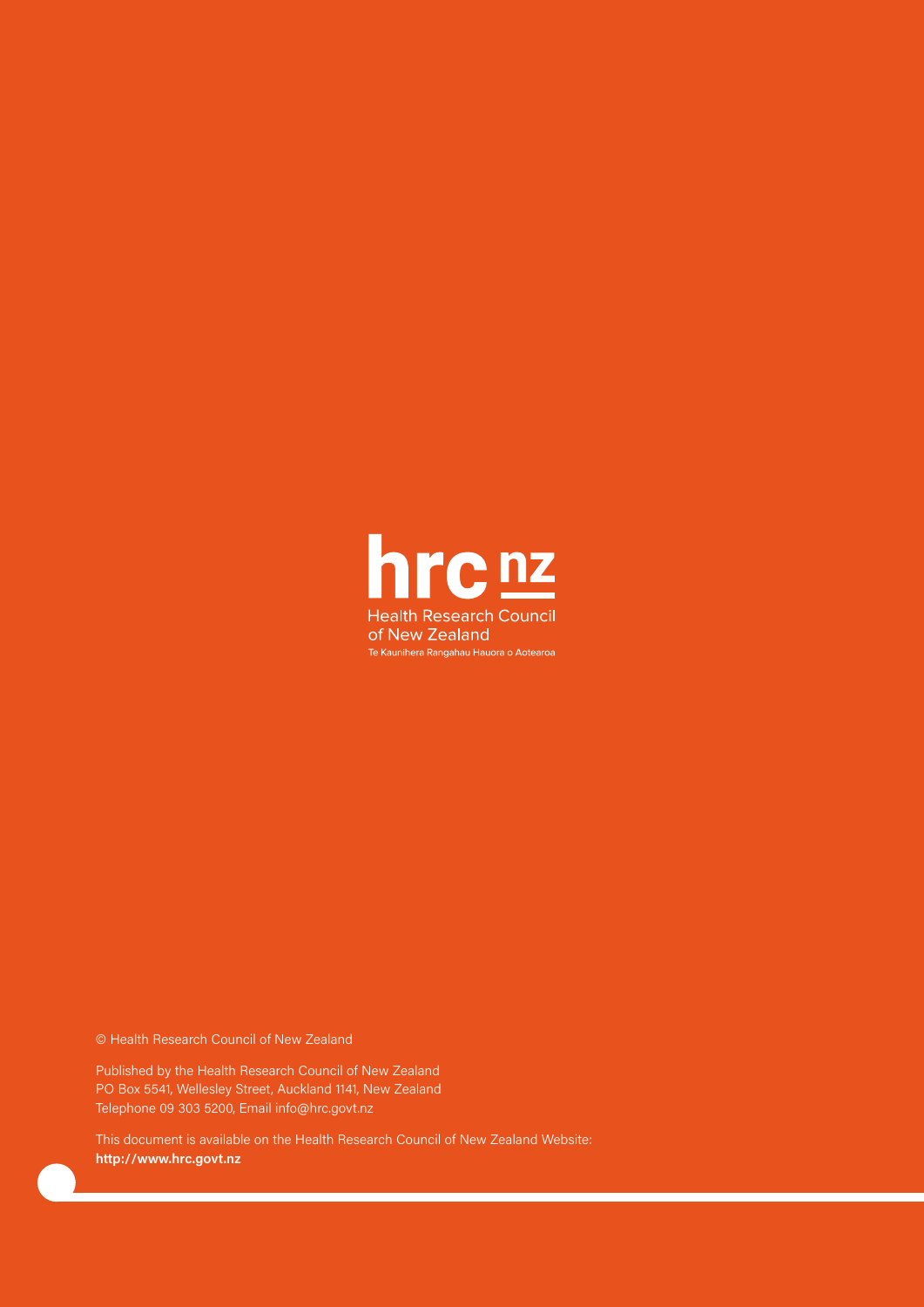hrc nz

Health Research Council of New Zealand

Te Kaunihera Rangahau Hauora o Aotearoa

© Health Research Council of New Zealand

Published by the Health Research Council of New Zealand
PO Box 5541, Wellesley Street, Auckland 1141, New Zealand
Telephone 09 303 5200, Email info@hrc.govt.nz

This document is available on the Health Research Council of New Zealand Website:
**http://www.hrc.govt.nz**